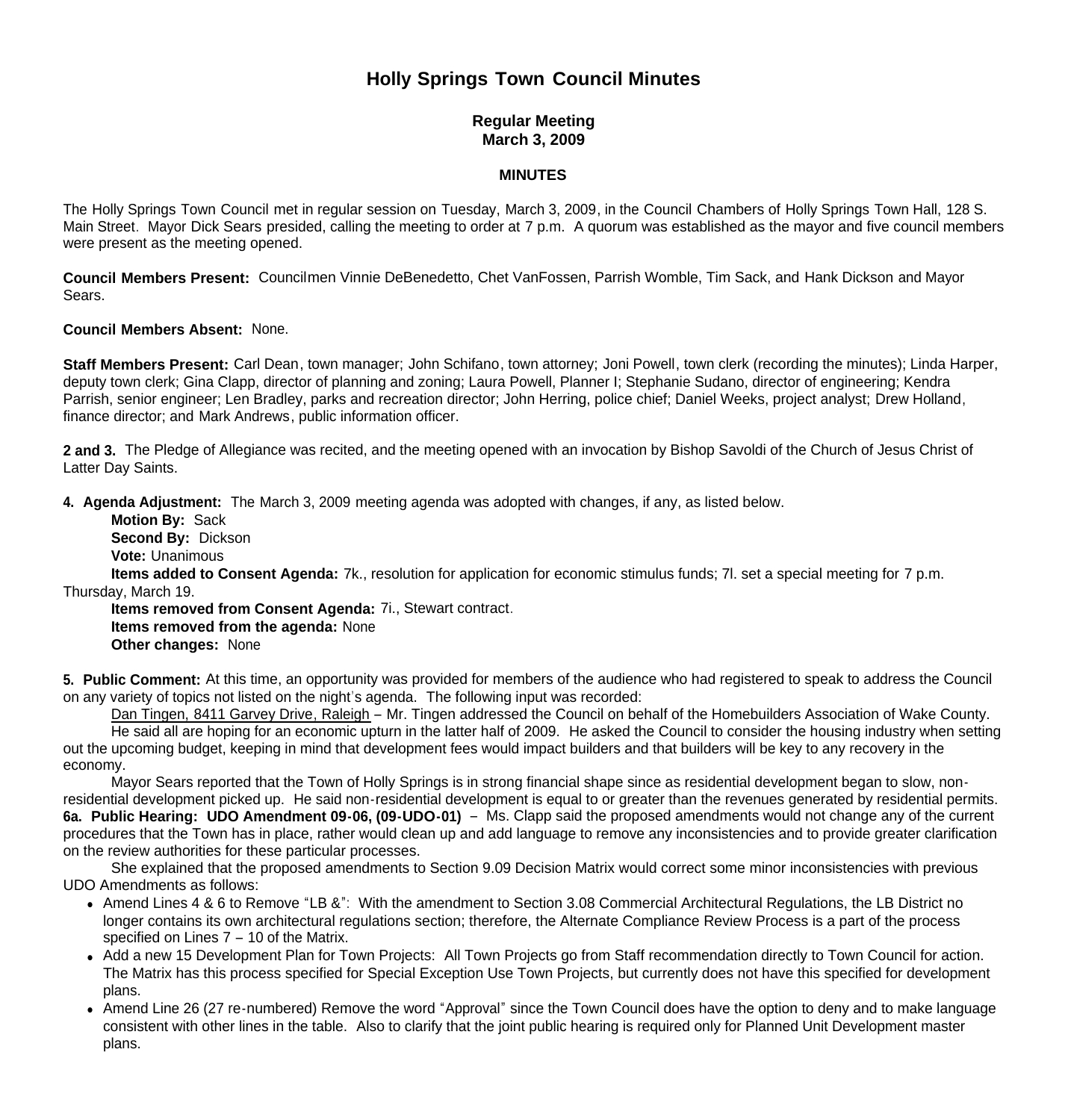# Holly Springs Town Council Minutes

**Regular Meeting**
**March 3, 2009**

**MINUTES**

The Holly Springs Town Council met in regular session on Tuesday, March 3, 2009, in the Council Chambers of Holly Springs Town Hall, 128 S. Main Street. Mayor Dick Sears presided, calling the meeting to order at 7 p.m. A quorum was established as the mayor and five council members were present as the meeting opened.

**Council Members Present:** Councilmen Vinnie DeBenedetto, Chet VanFossen, Parrish Womble, Tim Sack, and Hank Dickson and Mayor Sears.

**Council Members Absent:** None.

**Staff Members Present:** Carl Dean, town manager; John Schifano, town attorney; Joni Powell, town clerk (recording the minutes); Linda Harper, deputy town clerk; Gina Clapp, director of planning and zoning; Laura Powell, Planner I; Stephanie Sudano, director of engineering; Kendra Parrish, senior engineer; Len Bradley, parks and recreation director; John Herring, police chief; Daniel Weeks, project analyst; Drew Holland, finance director; and Mark Andrews, public information officer.

**2 and 3.** The Pledge of Allegiance was recited, and the meeting opened with an invocation by Bishop Savoldi of the Church of Jesus Christ of Latter Day Saints.

**4. Agenda Adjustment:** The March 3, 2009 meeting agenda was adopted with changes, if any, as listed below.

**Motion By:** Sack
**Second By:** Dickson
**Vote:** Unanimous
**Items added to Consent Agenda:** 7k., resolution for application for economic stimulus funds; 7l. set a special meeting for 7 p.m. Thursday, March 19.
**Items removed from Consent Agenda:** 7i., Stewart contract.
**Items removed from the agenda:** None
**Other changes:** None

**5. Public Comment:** At this time, an opportunity was provided for members of the audience who had registered to speak to address the Council on any variety of topics not listed on the night's agenda. The following input was recorded:

Dan Tingen, 8411 Garvey Drive, Raleigh – Mr. Tingen addressed the Council on behalf of the Homebuilders Association of Wake County.

He said all are hoping for an economic upturn in the latter half of 2009. He asked the Council to consider the housing industry when setting out the upcoming budget, keeping in mind that development fees would impact builders and that builders will be key to any recovery in the economy.

Mayor Sears reported that the Town of Holly Springs is in strong financial shape since as residential development began to slow, non-residential development picked up. He said non-residential development is equal to or greater than the revenues generated by residential permits.

**6a. Public Hearing: UDO Amendment 09-06, (09-UDO-01)** – Ms. Clapp said the proposed amendments would not change any of the current procedures that the Town has in place, rather would clean up and add language to remove any inconsistencies and to provide greater clarification on the review authorities for these particular processes.

She explained that the proposed amendments to Section 9.09 Decision Matrix would correct some minor inconsistencies with previous UDO Amendments as follows:

- Amend Lines 4 & 6 to Remove "LB &": With the amendment to Section 3.08 Commercial Architectural Regulations, the LB District no longer contains its own architectural regulations section; therefore, the Alternate Compliance Review Process is a part of the process specified on Lines 7 – 10 of the Matrix.
- Add a new 15 Development Plan for Town Projects: All Town Projects go from Staff recommendation directly to Town Council for action. The Matrix has this process specified for Special Exception Use Town Projects, but currently does not have this specified for development plans.
- Amend Line 26 (27 re-numbered) Remove the word "Approval" since the Town Council does have the option to deny and to make language consistent with other lines in the table. Also to clarify that the joint public hearing is required only for Planned Unit Development master plans.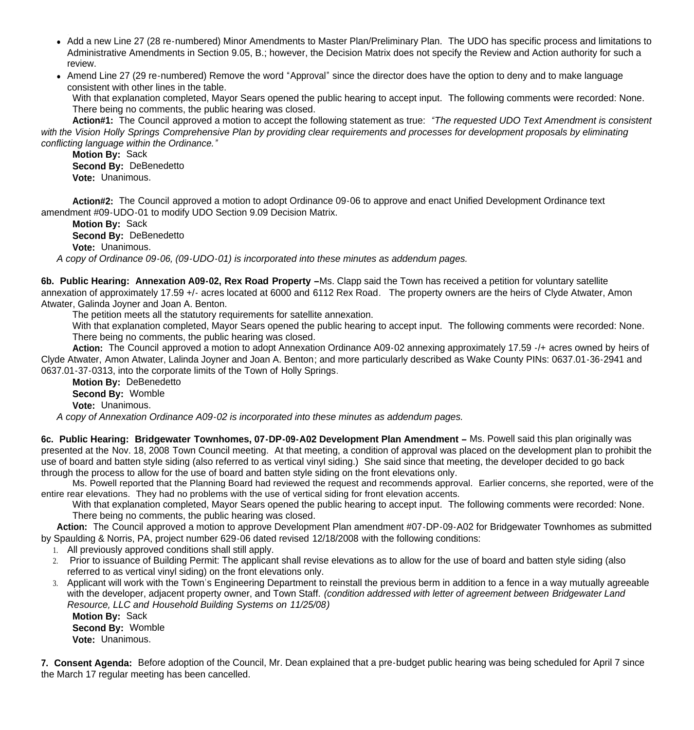- Add a new Line 27 (28 re-numbered) Minor Amendments to Master Plan/Preliminary Plan. The UDO has specific process and limitations to Administrative Amendments in Section 9.05, B.; however, the Decision Matrix does not specify the Review and Action authority for such a review.
- Amend Line 27 (29 re-numbered) Remove the word "Approval" since the director does have the option to deny and to make language consistent with other lines in the table.

With that explanation completed, Mayor Sears opened the public hearing to accept input. The following comments were recorded: None. There being no comments, the public hearing was closed.

**Action#1:** The Council approved a motion to accept the following statement as true: *"The requested UDO Text Amendment is consistent with the Vision Holly Springs Comprehensive Plan by providing clear requirements and processes for development proposals by eliminating conflicting language within the Ordinance."*

**Motion By:** Sack
**Second By:** DeBenedetto
**Vote:** Unanimous.

**Action#2:** The Council approved a motion to adopt Ordinance 09-06 to approve and enact Unified Development Ordinance text amendment #09-UDO-01 to modify UDO Section 9.09 Decision Matrix.

**Motion By:** Sack
**Second By:** DeBenedetto
**Vote:** Unanimous.

*A copy of Ordinance 09-06, (09-UDO-01) is incorporated into these minutes as addendum pages.*

**6b. Public Hearing: Annexation A09-02, Rex Road Property –** Ms. Clapp said the Town has received a petition for voluntary satellite annexation of approximately 17.59 +/- acres located at 6000 and 6112 Rex Road. The property owners are the heirs of Clyde Atwater, Amon Atwater, Galinda Joyner and Joan A. Benton.

The petition meets all the statutory requirements for satellite annexation.

With that explanation completed, Mayor Sears opened the public hearing to accept input. The following comments were recorded: None. There being no comments, the public hearing was closed.

**Action:** The Council approved a motion to adopt Annexation Ordinance A09-02 annexing approximately 17.59 -/+ acres owned by heirs of Clyde Atwater, Amon Atwater, Lalinda Joyner and Joan A. Benton; and more particularly described as Wake County PINs: 0637.01-36-2941 and 0637.01-37-0313, into the corporate limits of the Town of Holly Springs.

**Motion By:** DeBenedetto
**Second By:** Womble
**Vote:** Unanimous.

*A copy of Annexation Ordinance A09-02 is incorporated into these minutes as addendum pages.*

**6c. Public Hearing: Bridgewater Townhomes, 07-DP-09-A02 Development Plan Amendment –** Ms. Powell said this plan originally was presented at the Nov. 18, 2008 Town Council meeting. At that meeting, a condition of approval was placed on the development plan to prohibit the use of board and batten style siding (also referred to as vertical vinyl siding.) She said since that meeting, the developer decided to go back through the process to allow for the use of board and batten style siding on the front elevations only.

Ms. Powell reported that the Planning Board had reviewed the request and recommends approval. Earlier concerns, she reported, were of the entire rear elevations. They had no problems with the use of vertical siding for front elevation accents.

With that explanation completed, Mayor Sears opened the public hearing to accept input. The following comments were recorded: None. There being no comments, the public hearing was closed.

**Action:** The Council approved a motion to approve Development Plan amendment #07-DP-09-A02 for Bridgewater Townhomes as submitted by Spaulding & Norris, PA, project number 629-06 dated revised 12/18/2008 with the following conditions:

1. All previously approved conditions shall still apply.
2. Prior to issuance of Building Permit: The applicant shall revise elevations as to allow for the use of board and batten style siding (also referred to as vertical vinyl siding) on the front elevations only.
3. Applicant will work with the Town's Engineering Department to reinstall the previous berm in addition to a fence in a way mutually agreeable with the developer, adjacent property owner, and Town Staff. *(condition addressed with letter of agreement between Bridgewater Land Resource, LLC and Household Building Systems on 11/25/08)*

**Motion By:** Sack
**Second By:** Womble
**Vote:** Unanimous.

**7. Consent Agenda:** Before adoption of the Council, Mr. Dean explained that a pre-budget public hearing was being scheduled for April 7 since the March 17 regular meeting has been cancelled.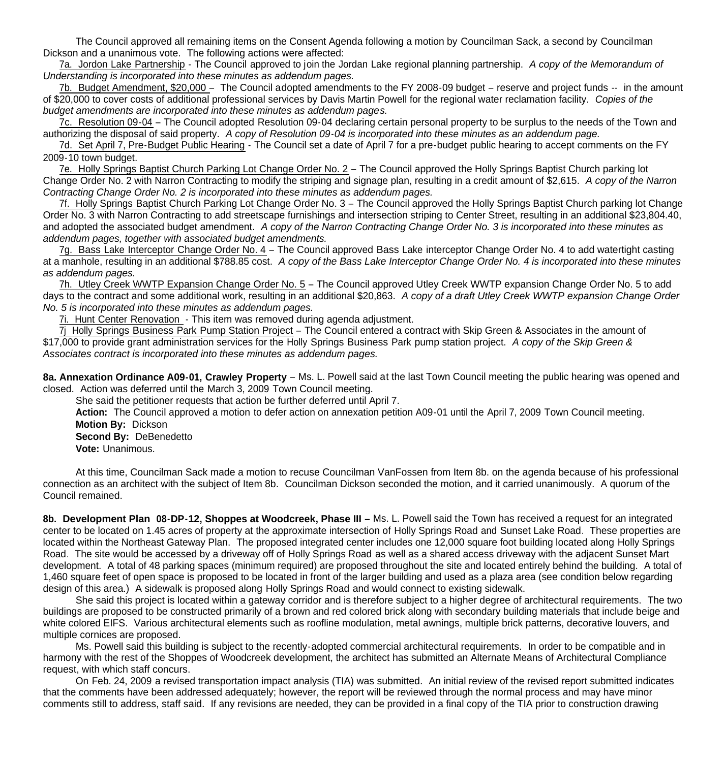The Council approved all remaining items on the Consent Agenda following a motion by Councilman Sack, a second by Councilman Dickson and a unanimous vote. The following actions were affected:

7a. Jordon Lake Partnership - The Council approved to join the Jordan Lake regional planning partnership. *A copy of the Memorandum of Understanding is incorporated into these minutes as addendum pages.*

7b. Budget Amendment, $20,000 – The Council adopted amendments to the FY 2008-09 budget – reserve and project funds -- in the amount of $20,000 to cover costs of additional professional services by Davis Martin Powell for the regional water reclamation facility. *Copies of the budget amendments are incorporated into these minutes as addendum pages.*

7c. Resolution 09-04 – The Council adopted Resolution 09-04 declaring certain personal property to be surplus to the needs of the Town and authorizing the disposal of said property. *A copy of Resolution 09-04 is incorporated into these minutes as an addendum page.*

7d. Set April 7, Pre-Budget Public Hearing - The Council set a date of April 7 for a pre-budget public hearing to accept comments on the FY 2009-10 town budget.

7e. Holly Springs Baptist Church Parking Lot Change Order No. 2 – The Council approved the Holly Springs Baptist Church parking lot Change Order No. 2 with Narron Contracting to modify the striping and signage plan, resulting in a credit amount of $2,615. *A copy of the Narron Contracting Change Order No. 2 is incorporated into these minutes as addendum pages.*

7f. Holly Springs Baptist Church Parking Lot Change Order No. 3 – The Council approved the Holly Springs Baptist Church parking lot Change Order No. 3 with Narron Contracting to add streetscape furnishings and intersection striping to Center Street, resulting in an additional $23,804.40, and adopted the associated budget amendment. *A copy of the Narron Contracting Change Order No. 3 is incorporated into these minutes as addendum pages, together with associated budget amendments.*

7g. Bass Lake Interceptor Change Order No. 4 – The Council approved Bass Lake interceptor Change Order No. 4 to add watertight casting at a manhole, resulting in an additional $788.85 cost. *A copy of the Bass Lake Interceptor Change Order No. 4 is incorporated into these minutes as addendum pages.*

7h. Utley Creek WWTP Expansion Change Order No. 5 – The Council approved Utley Creek WWTP expansion Change Order No. 5 to add days to the contract and some additional work, resulting in an additional $20,863. *A copy of a draft Utley Creek WWTP expansion Change Order No. 5 is incorporated into these minutes as addendum pages.*

7i. Hunt Center Renovation - This item was removed during agenda adjustment.

7j Holly Springs Business Park Pump Station Project – The Council entered a contract with Skip Green & Associates in the amount of $17,000 to provide grant administration services for the Holly Springs Business Park pump station project. *A copy of the Skip Green & Associates contract is incorporated into these minutes as addendum pages.*

**8a. Annexation Ordinance A09-01, Crawley Property** – Ms. L. Powell said at the last Town Council meeting the public hearing was opened and closed. Action was deferred until the March 3, 2009 Town Council meeting.

She said the petitioner requests that action be further deferred until April 7.

**Action:** The Council approved a motion to defer action on annexation petition A09-01 until the April 7, 2009 Town Council meeting.
**Motion By:** Dickson
**Second By:** DeBenedetto
**Vote:** Unanimous.

At this time, Councilman Sack made a motion to recuse Councilman VanFossen from Item 8b. on the agenda because of his professional connection as an architect with the subject of Item 8b. Councilman Dickson seconded the motion, and it carried unanimously. A quorum of the Council remained.

**8b. Development Plan 08-DP-12, Shoppes at Woodcreek, Phase III –** Ms. L. Powell said the Town has received a request for an integrated center to be located on 1.45 acres of property at the approximate intersection of Holly Springs Road and Sunset Lake Road. These properties are located within the Northeast Gateway Plan. The proposed integrated center includes one 12,000 square foot building located along Holly Springs Road. The site would be accessed by a driveway off of Holly Springs Road as well as a shared access driveway with the adjacent Sunset Mart development. A total of 48 parking spaces (minimum required) are proposed throughout the site and located entirely behind the building. A total of 1,460 square feet of open space is proposed to be located in front of the larger building and used as a plaza area (see condition below regarding design of this area.) A sidewalk is proposed along Holly Springs Road and would connect to existing sidewalk.

She said this project is located within a gateway corridor and is therefore subject to a higher degree of architectural requirements. The two buildings are proposed to be constructed primarily of a brown and red colored brick along with secondary building materials that include beige and white colored EIFS. Various architectural elements such as roofline modulation, metal awnings, multiple brick patterns, decorative louvers, and multiple cornices are proposed.

Ms. Powell said this building is subject to the recently-adopted commercial architectural requirements. In order to be compatible and in harmony with the rest of the Shoppes of Woodcreek development, the architect has submitted an Alternate Means of Architectural Compliance request, with which staff concurs.

On Feb. 24, 2009 a revised transportation impact analysis (TIA) was submitted. An initial review of the revised report submitted indicates that the comments have been addressed adequately; however, the report will be reviewed through the normal process and may have minor comments still to address, staff said. If any revisions are needed, they can be provided in a final copy of the TIA prior to construction drawing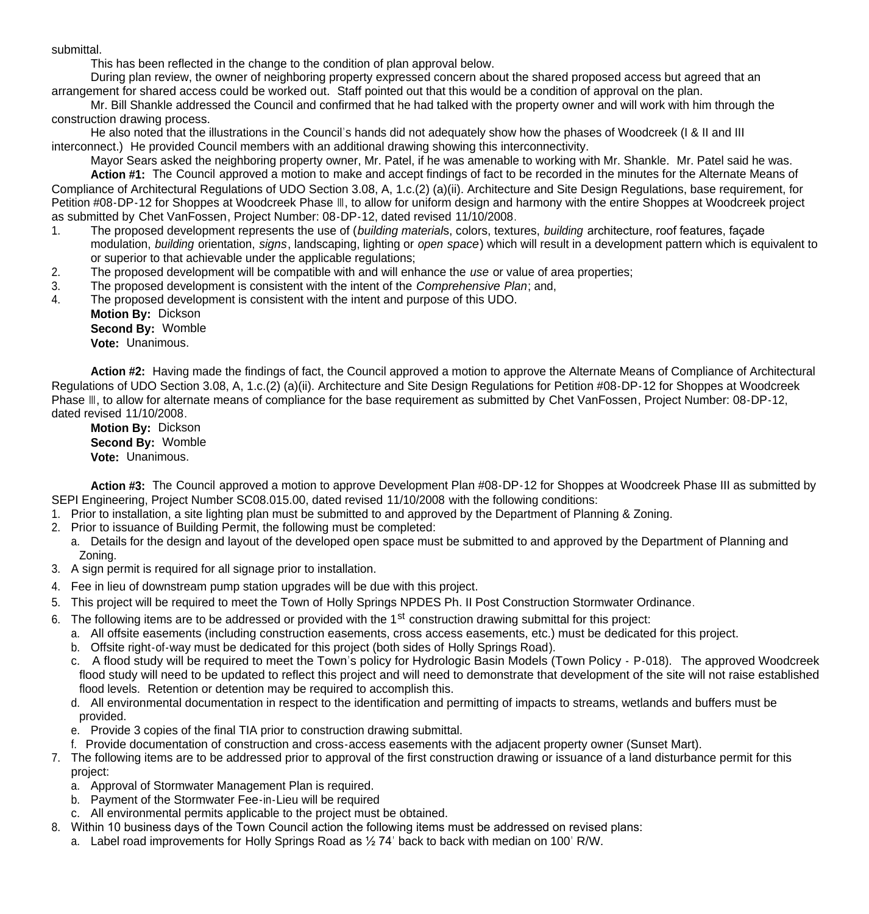submittal.

This has been reflected in the change to the condition of plan approval below.

During plan review, the owner of neighboring property expressed concern about the shared proposed access but agreed that an arrangement for shared access could be worked out. Staff pointed out that this would be a condition of approval on the plan.

Mr. Bill Shankle addressed the Council and confirmed that he had talked with the property owner and will work with him through the construction drawing process.

He also noted that the illustrations in the Council's hands did not adequately show how the phases of Woodcreek (I & II and III interconnect.) He provided Council members with an additional drawing showing this interconnectivity.

Mayor Sears asked the neighboring property owner, Mr. Patel, if he was amenable to working with Mr. Shankle. Mr. Patel said he was.

**Action #1:** The Council approved a motion to make and accept findings of fact to be recorded in the minutes for the Alternate Means of Compliance of Architectural Regulations of UDO Section 3.08, A, 1.c.(2) (a)(ii). Architecture and Site Design Regulations, base requirement, for Petition #08-DP-12 for Shoppes at Woodcreek Phase III, to allow for uniform design and harmony with the entire Shoppes at Woodcreek project as submitted by Chet VanFossen, Project Number: 08-DP-12, dated revised 11/10/2008.

1. The proposed development represents the use of (*building material*s, colors, textures, *building* architecture, roof features, façade modulation, *building* orientation, *signs*, landscaping, lighting or *open space*) which will result in a development pattern which is equivalent to or superior to that achievable under the applicable regulations;
2. The proposed development will be compatible with and will enhance the *use* or value of area properties;
3. The proposed development is consistent with the intent of the *Comprehensive Plan*; and,
4. The proposed development is consistent with the intent and purpose of this UDO.

**Motion By:** Dickson
**Second By:** Womble
**Vote:** Unanimous.

**Action #2:** Having made the findings of fact, the Council approved a motion to approve the Alternate Means of Compliance of Architectural Regulations of UDO Section 3.08, A, 1.c.(2) (a)(ii). Architecture and Site Design Regulations for Petition #08-DP-12 for Shoppes at Woodcreek Phase III, to allow for alternate means of compliance for the base requirement as submitted by Chet VanFossen, Project Number: 08-DP-12, dated revised 11/10/2008.

**Motion By:** Dickson
**Second By:** Womble
**Vote:** Unanimous.

**Action #3:** The Council approved a motion to approve Development Plan #08-DP-12 for Shoppes at Woodcreek Phase III as submitted by SEPI Engineering, Project Number SC08.015.00, dated revised 11/10/2008 with the following conditions:

1. Prior to installation, a site lighting plan must be submitted to and approved by the Department of Planning & Zoning.
2. Prior to issuance of Building Permit, the following must be completed:
   a. Details for the design and layout of the developed open space must be submitted to and approved by the Department of Planning and Zoning.
3. A sign permit is required for all signage prior to installation.
4. Fee in lieu of downstream pump station upgrades will be due with this project.
5. This project will be required to meet the Town of Holly Springs NPDES Ph. II Post Construction Stormwater Ordinance.
6. The following items are to be addressed or provided with the 1st construction drawing submittal for this project:
   a. All offsite easements (including construction easements, cross access easements, etc.) must be dedicated for this project.
   b. Offsite right-of-way must be dedicated for this project (both sides of Holly Springs Road).
   c. A flood study will be required to meet the Town's policy for Hydrologic Basin Models (Town Policy - P-018). The approved Woodcreek flood study will need to be updated to reflect this project and will need to demonstrate that development of the site will not raise established flood levels. Retention or detention may be required to accomplish this.
   d. All environmental documentation in respect to the identification and permitting of impacts to streams, wetlands and buffers must be provided.
   e. Provide 3 copies of the final TIA prior to construction drawing submittal.
   f. Provide documentation of construction and cross-access easements with the adjacent property owner (Sunset Mart).
7. The following items are to be addressed prior to approval of the first construction drawing or issuance of a land disturbance permit for this project:
   a. Approval of Stormwater Management Plan is required.
   b. Payment of the Stormwater Fee-in-Lieu will be required
   c. All environmental permits applicable to the project must be obtained.
8. Within 10 business days of the Town Council action the following items must be addressed on revised plans:
   a. Label road improvements for Holly Springs Road as ½ 74' back to back with median on 100' R/W.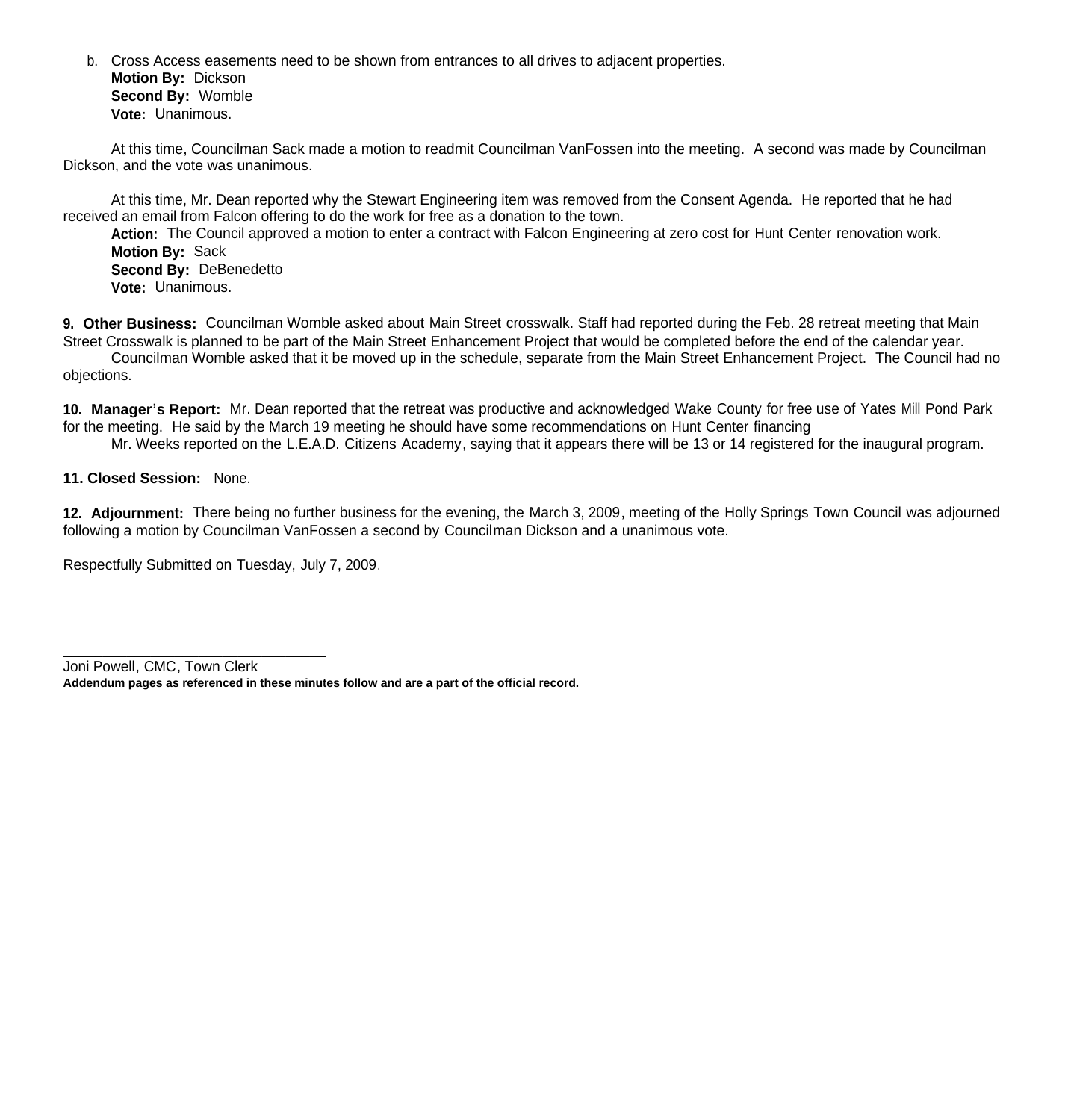b. Cross Access easements need to be shown from entrances to all drives to adjacent properties.
   **Motion By:** Dickson
   **Second By:** Womble
   **Vote:** Unanimous.

At this time, Councilman Sack made a motion to readmit Councilman VanFossen into the meeting. A second was made by Councilman Dickson, and the vote was unanimous.

At this time, Mr. Dean reported why the Stewart Engineering item was removed from the Consent Agenda. He reported that he had received an email from Falcon offering to do the work for free as a donation to the town.

**Action:** The Council approved a motion to enter a contract with Falcon Engineering at zero cost for Hunt Center renovation work.
**Motion By:** Sack
**Second By:** DeBenedetto
**Vote:** Unanimous.

**9. Other Business:** Councilman Womble asked about Main Street crosswalk. Staff had reported during the Feb. 28 retreat meeting that Main Street Crosswalk is planned to be part of the Main Street Enhancement Project that would be completed before the end of the calendar year.

Councilman Womble asked that it be moved up in the schedule, separate from the Main Street Enhancement Project. The Council had no objections.

**10. Manager's Report:** Mr. Dean reported that the retreat was productive and acknowledged Wake County for free use of Yates Mill Pond Park for the meeting. He said by the March 19 meeting he should have some recommendations on Hunt Center financing

Mr. Weeks reported on the L.E.A.D. Citizens Academy, saying that it appears there will be 13 or 14 registered for the inaugural program.

**11. Closed Session:** None.

**12. Adjournment:** There being no further business for the evening, the March 3, 2009, meeting of the Holly Springs Town Council was adjourned following a motion by Councilman VanFossen a second by Councilman Dickson and a unanimous vote.

Respectfully Submitted on Tuesday, July 7, 2009.

\_\_\_\_\_\_\_\_\_\_\_\_\_\_\_\_\_\_\_\_\_\_\_\_\_\_\_\_\_\_\_\_

Joni Powell, CMC, Town Clerk

**Addendum pages as referenced in these minutes follow and are a part of the official record.**